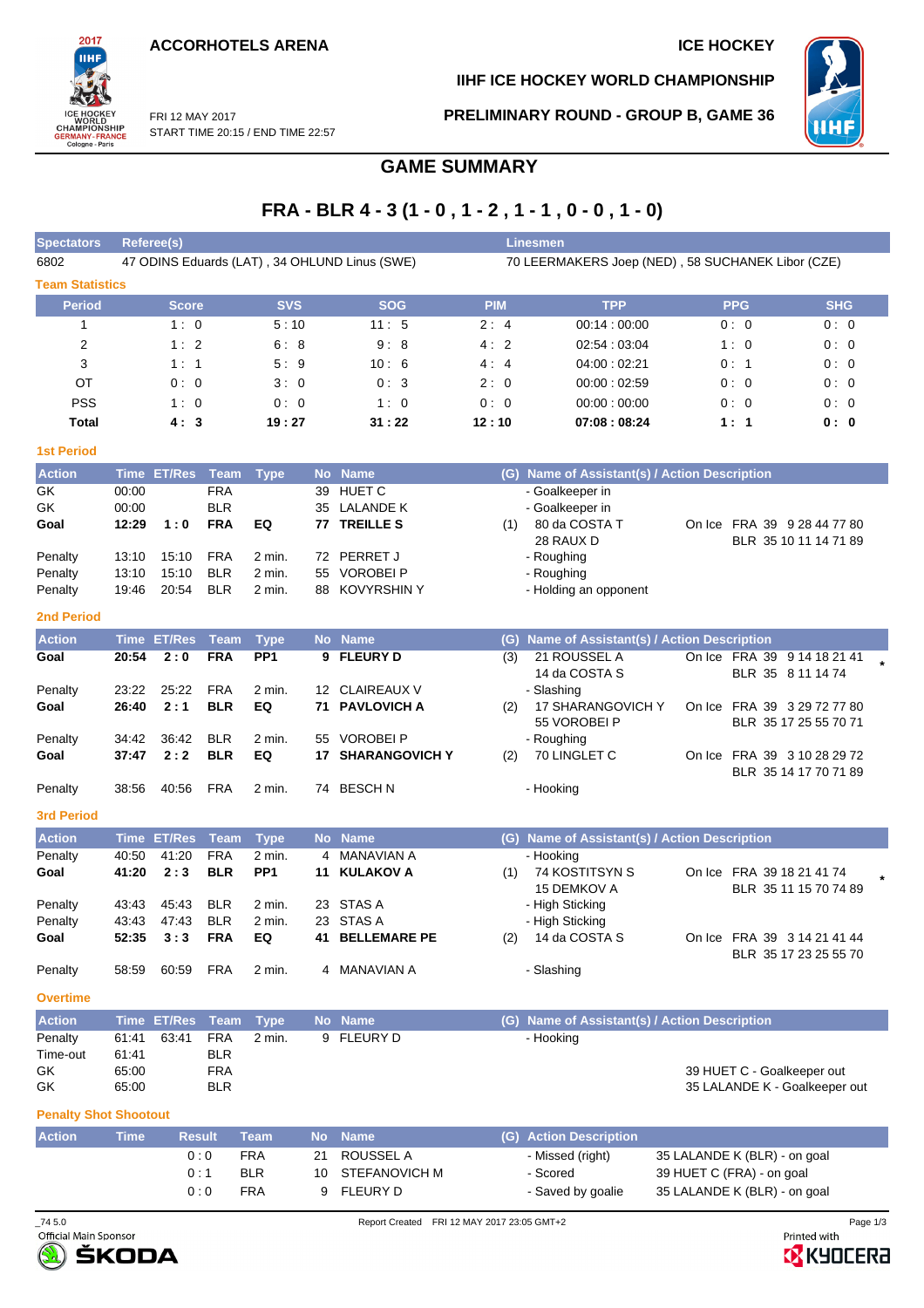**ACCORHOTELS ARENA** | **ICE HOCKEY**

FRI 12 MAY 2017
START TIME 20:15 / END TIME 22:57

**IIHF ICE HOCKEY WORLD CHAMPIONSHIP**

**PRELIMINARY ROUND - GROUP B, GAME 36**

# GAME SUMMARY

## FRA - BLR 4 - 3 (1 - 0 , 1 - 2 , 1 - 1 , 0 - 0 , 1 - 0)

| Spectators | Referee(s) | Linesmen |
|---|---|---|
| 6802 | 47 ODINS Eduards (LAT) , 34 OHLUND Linus (SWE) | 70 LEERMAKERS Joep (NED) , 58 SUCHANEK Libor (CZE) |

### Team Statistics

| Period | Score | SVS | SOG | PIM | TPP | PPG | SHG |
|---|---|---|---|---|---|---|---|
| 1 | 1 : 0 | 5 : 10 | 11 : 5 | 2 : 4 | 00:14 : 00:00 | 0 : 0 | 0 : 0 |
| 2 | 1 : 2 | 6 : 8 | 9 : 8 | 4 : 2 | 02:54 : 03:04 | 1 : 0 | 0 : 0 |
| 3 | 1 : 1 | 5 : 9 | 10 : 6 | 4 : 4 | 04:00 : 02:21 | 0 : 1 | 0 : 0 |
| OT | 0 : 0 | 3 : 0 | 0 : 3 | 2 : 0 | 00:00 : 02:59 | 0 : 0 | 0 : 0 |
| PSS | 1 : 0 | 0 : 0 | 1 : 0 | 0 : 0 | 00:00 : 00:00 | 0 : 0 | 0 : 0 |
| **Total** | **4 : 3** | **19 : 27** | **31 : 22** | **12 : 10** | **07:08 : 08:24** | **1 : 1** | **0 : 0** |

### 1st Period

| Action | Time | ET/Res | Team | Type | No | Name | (G) | Name of Assistant(s) / Action Description | |
|---|---|---|---|---|---|---|---|---|---|
| GK | 00:00 | | FRA | | 39 | HUET C | | - Goalkeeper in | |
| GK | 00:00 | | BLR | | 35 | LALANDE K | | - Goalkeeper in | |
| **Goal** | **12:29** | **1 : 0** | **FRA** | **EQ** | **77** | **TREILLE S** | (1) | 80 da COSTA T<br>28 RAUX D | On Ice FRA 39 9 28 44 77 80<br>BLR 35 10 11 14 71 89 |
| Penalty | 13:10 | 15:10 | FRA | 2 min. | 72 | PERRET J | | - Roughing | |
| Penalty | 13:10 | 15:10 | BLR | 2 min. | 55 | VOROBEI P | | - Roughing | |
| Penalty | 19:46 | 20:54 | BLR | 2 min. | 88 | KOVYRSHIN Y | | - Holding an opponent | |

### 2nd Period

| Action | Time | ET/Res | Team | Type | No | Name | (G) | Name of Assistant(s) / Action Description | |
|---|---|---|---|---|---|---|---|---|---|
| **Goal** | **20:54** | **2 : 0** | **FRA** | **PP1** | **9** | **FLEURY D** | (3) | 21 ROUSSEL A<br>14 da COSTA S | On Ice FRA 39 9 14 18 21 41<br>BLR 35 8 11 14 74 * |
| Penalty | 23:22 | 25:22 | FRA | 2 min. | 12 | CLAIREAUX V | | - Slashing | |
| **Goal** | **26:40** | **2 : 1** | **BLR** | **EQ** | **71** | **PAVLOVICH A** | (2) | 17 SHARANGOVICH Y<br>55 VOROBEI P | On Ice FRA 39 3 29 72 77 80<br>BLR 35 17 25 55 70 71 |
| Penalty | 34:42 | 36:42 | BLR | 2 min. | 55 | VOROBEI P | | - Roughing | |
| **Goal** | **37:47** | **2 : 2** | **BLR** | **EQ** | **17** | **SHARANGOVICH Y** | (2) | 70 LINGLET C | On Ice FRA 39 3 10 28 29 72<br>BLR 35 14 17 70 71 89 |
| Penalty | 38:56 | 40:56 | FRA | 2 min. | 74 | BESCH N | | - Hooking | |

### 3rd Period

| Action | Time | ET/Res | Team | Type | No | Name | (G) | Name of Assistant(s) / Action Description | |
|---|---|---|---|---|---|---|---|---|---|
| Penalty | 40:50 | 41:20 | FRA | 2 min. | 4 | MANAVIAN A | | - Hooking | |
| **Goal** | **41:20** | **2 : 3** | **BLR** | **PP1** | **11** | **KULAKOV A** | (1) | 74 KOSTITSYN S<br>15 DEMKOV A | On Ice FRA 39 18 21 41 74<br>BLR 35 11 15 70 74 89 * |
| Penalty | 43:43 | 45:43 | BLR | 2 min. | 23 | STAS A | | - High Sticking | |
| Penalty | 43:43 | 47:43 | BLR | 2 min. | 23 | STAS A | | - High Sticking | |
| **Goal** | **52:35** | **3 : 3** | **FRA** | **EQ** | **41** | **BELLEMARE PE** | (2) | 14 da COSTA S | On Ice FRA 39 3 14 21 41 44<br>BLR 35 17 23 25 55 70 |
| Penalty | 58:59 | 60:59 | FRA | 2 min. | 4 | MANAVIAN A | | - Slashing | |

### Overtime

| Action | Time | ET/Res | Team | Type | No | Name | (G) | Name of Assistant(s) / Action Description | |
|---|---|---|---|---|---|---|---|---|---|
| Penalty | 61:41 | 63:41 | FRA | 2 min. | 9 | FLEURY D | | - Hooking | |
| Time-out | 61:41 | | BLR | | | | | | |
| GK | 65:00 | | FRA | | | | | | 39 HUET C - Goalkeeper out |
| GK | 65:00 | | BLR | | | | | | 35 LALANDE K - Goalkeeper out |

### Penalty Shot Shootout

| Action | Time | Result | Team | No | Name | (G) | Action Description | |
|---|---|---|---|---|---|---|---|---|
| | | 0 : 0 | FRA | 21 | ROUSSEL A | | - Missed (right) | 35 LALANDE K (BLR) - on goal |
| | | 0 : 1 | BLR | 10 | STEFANOVICH M | | - Scored | 39 HUET C (FRA) - on goal |
| | | 0 : 0 | FRA | 9 | FLEURY D | | - Saved by goalie | 35 LALANDE K (BLR) - on goal |

_74 5.0 Report Created FRI 12 MAY 2017 23:05 GMT+2

Official Main Sponsor ŠKODA — Printed with KYOCERA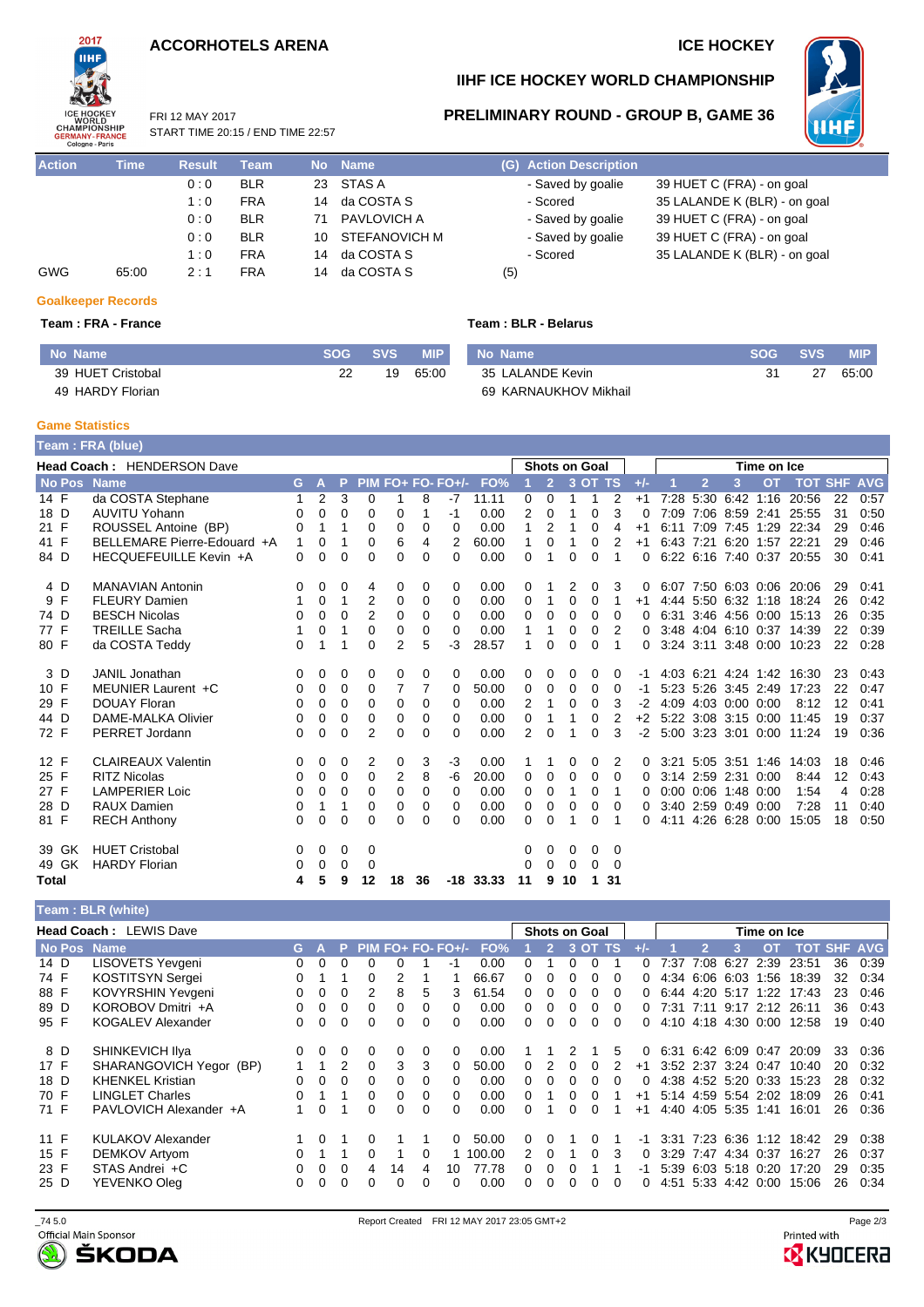# ACCORHOTELS ARENA

# ICE HOCKEY

## IIHF ICE HOCKEY WORLD CHAMPIONSHIP

FRI 12 MAY 2017
START TIME 20:15 / END TIME 22:57

## PRELIMINARY ROUND - GROUP B, GAME 36

| Action | Time | Result | Team | No | Name | (G) | Action Description | |
|---|---|---|---|---|---|---|---|---|
| | | 0 : 0 | BLR | 23 | STAS A | | - Saved by goalie | 39 HUET C (FRA) - on goal |
| | | 1 : 0 | FRA | 14 | da COSTA S | | - Scored | 35 LALANDE K (BLR) - on goal |
| | | 0 : 0 | BLR | 71 | PAVLOVICH A | | - Saved by goalie | 39 HUET C (FRA) - on goal |
| | | 0 : 0 | BLR | 10 | STEFANOVICH M | | - Saved by goalie | 39 HUET C (FRA) - on goal |
| | | 1 : 0 | FRA | 14 | da COSTA S | | - Scored | 35 LALANDE K (BLR) - on goal |
| GWG | 65:00 | 2 : 1 | FRA | 14 | da COSTA S | (5) | | |

### Goalkeeper Records

**Team : FRA - France**

| No | Name | SOG | SVS | MIP |
|---|---|---|---|---|
| 39 | HUET Cristobal | 22 | 19 | 65:00 |
| 49 | HARDY Florian | | | |

**Team : BLR - Belarus**

| No | Name | SOG | SVS | MIP |
|---|---|---|---|---|
| 35 | LALANDE Kevin | 31 | 27 | 65:00 |
| 69 | KARNAUKHOV Mikhail | | | |

### Game Statistics

**Team : FRA (blue)**

Head Coach : HENDERSON Dave

| No | Pos | Name | G | A | P | PIM | FO+ | FO- | FO+/- | FO% | SOG 1 | SOG 2 | SOG 3 | SOG OT | SOG TS | +/- | TOI 1 | TOI 2 | TOI 3 | TOI OT | TOT | SHF | AVG |
|---|---|---|---|---|---|---|---|---|---|---|---|---|---|---|---|---|---|---|---|---|---|---|---|
| 14 | F | da COSTA Stephane | 1 | 2 | 3 | 0 | 1 | 8 | -7 | 11.11 | 0 | 0 | 1 | 1 | 2 | +1 | 7:28 | 5:30 | 6:42 | 1:16 | 20:56 | 22 | 0:57 |
| 18 | D | AUVITU Yohann | 0 | 0 | 0 | 0 | 0 | 1 | -1 | 0.00 | 2 | 0 | 1 | 0 | 3 | 0 | 7:09 | 7:06 | 8:59 | 2:41 | 25:55 | 31 | 0:50 |
| 21 | F | ROUSSEL Antoine (BP) | 0 | 1 | 1 | 0 | 0 | 0 | 0 | 0.00 | 1 | 2 | 1 | 0 | 4 | +1 | 6:11 | 7:09 | 7:45 | 1:29 | 22:34 | 29 | 0:46 |
| 41 | F | BELLEMARE Pierre-Edouard +A | 1 | 0 | 1 | 0 | 6 | 4 | 2 | 60.00 | 1 | 0 | 1 | 0 | 2 | +1 | 6:43 | 7:21 | 6:20 | 1:57 | 22:21 | 29 | 0:46 |
| 84 | D | HECQUEFEUILLE Kevin +A | 0 | 0 | 0 | 0 | 0 | 0 | 0 | 0.00 | 0 | 1 | 0 | 0 | 1 | 0 | 6:22 | 6:16 | 7:40 | 0:37 | 20:55 | 30 | 0:41 |
| 4 | D | MANAVIAN Antonin | 0 | 0 | 0 | 4 | 0 | 0 | 0 | 0.00 | 0 | 1 | 2 | 0 | 3 | 0 | 6:07 | 7:50 | 6:03 | 0:06 | 20:06 | 29 | 0:41 |
| 9 | F | FLEURY Damien | 1 | 0 | 1 | 2 | 0 | 0 | 0 | 0.00 | 0 | 1 | 0 | 0 | 1 | +1 | 4:44 | 5:50 | 6:32 | 1:18 | 18:24 | 26 | 0:42 |
| 74 | D | BESCH Nicolas | 0 | 0 | 0 | 2 | 0 | 0 | 0 | 0.00 | 0 | 0 | 0 | 0 | 0 | 0 | 6:31 | 3:46 | 4:56 | 0:00 | 15:13 | 26 | 0:35 |
| 77 | F | TREILLE Sacha | 1 | 0 | 1 | 0 | 0 | 0 | 0 | 0.00 | 1 | 1 | 0 | 0 | 2 | 0 | 3:48 | 4:04 | 6:10 | 0:37 | 14:39 | 22 | 0:39 |
| 80 | F | da COSTA Teddy | 0 | 1 | 1 | 0 | 2 | 5 | -3 | 28.57 | 1 | 0 | 0 | 0 | 1 | 0 | 3:24 | 3:11 | 3:48 | 0:00 | 10:23 | 22 | 0:28 |
| 3 | D | JANIL Jonathan | 0 | 0 | 0 | 0 | 0 | 0 | 0 | 0.00 | 0 | 0 | 0 | 0 | 0 | -1 | 4:03 | 6:21 | 4:24 | 1:42 | 16:30 | 23 | 0:43 |
| 10 | F | MEUNIER Laurent +C | 0 | 0 | 0 | 0 | 7 | 7 | 0 | 50.00 | 0 | 0 | 0 | 0 | 0 | -1 | 5:23 | 5:26 | 3:45 | 2:49 | 17:23 | 22 | 0:47 |
| 29 | F | DOUAY Floran | 0 | 0 | 0 | 0 | 0 | 0 | 0 | 0.00 | 2 | 1 | 0 | 0 | 3 | -2 | 4:09 | 4:03 | 0:00 | 0:00 | 8:12 | 12 | 0:41 |
| 44 | D | DAME-MALKA Olivier | 0 | 0 | 0 | 0 | 0 | 0 | 0 | 0.00 | 0 | 1 | 1 | 0 | 2 | +2 | 5:22 | 3:08 | 3:15 | 0:00 | 11:45 | 19 | 0:37 |
| 72 | F | PERRET Jordann | 0 | 0 | 0 | 2 | 0 | 0 | 0 | 0.00 | 2 | 0 | 1 | 0 | 3 | -2 | 5:00 | 3:23 | 3:01 | 0:00 | 11:24 | 19 | 0:36 |
| 12 | F | CLAIREAUX Valentin | 0 | 0 | 0 | 2 | 0 | 3 | -3 | 0.00 | 1 | 1 | 0 | 0 | 2 | 0 | 3:21 | 5:05 | 3:51 | 1:46 | 14:03 | 18 | 0:46 |
| 25 | F | RITZ Nicolas | 0 | 0 | 0 | 0 | 2 | 8 | -6 | 20.00 | 0 | 0 | 0 | 0 | 0 | 0 | 3:14 | 2:59 | 2:31 | 0:00 | 8:44 | 12 | 0:43 |
| 27 | F | LAMPERIER Loic | 0 | 0 | 0 | 0 | 0 | 0 | 0 | 0.00 | 0 | 0 | 1 | 0 | 1 | 0 | 0:00 | 0:06 | 1:48 | 0:00 | 1:54 | 4 | 0:28 |
| 28 | D | RAUX Damien | 0 | 1 | 1 | 0 | 0 | 0 | 0 | 0.00 | 0 | 0 | 0 | 0 | 0 | 0 | 3:40 | 2:59 | 0:49 | 0:00 | 7:28 | 11 | 0:40 |
| 81 | F | RECH Anthony | 0 | 0 | 0 | 0 | 0 | 0 | 0 | 0.00 | 0 | 0 | 1 | 0 | 1 | 0 | 4:11 | 4:26 | 6:28 | 0:00 | 15:05 | 18 | 0:50 |
| 39 | GK | HUET Cristobal | 0 | 0 | 0 | 0 | | | | | 0 | 0 | 0 | 0 | 0 | | | | | | | | |
| 49 | GK | HARDY Florian | 0 | 0 | 0 | 0 | | | | | 0 | 0 | 0 | 0 | 0 | | | | | | | | |
| Total | | | 4 | 5 | 9 | 12 | 18 | 36 | -18 | 33.33 | 11 | 9 | 10 | 1 | 31 | | | | | | | | |

**Team : BLR (white)**

Head Coach : LEWIS Dave

| No | Pos | Name | G | A | P | PIM | FO+ | FO- | FO+/- | FO% | SOG 1 | SOG 2 | SOG 3 | SOG OT | SOG TS | +/- | TOI 1 | TOI 2 | TOI 3 | TOI OT | TOT | SHF | AVG |
|---|---|---|---|---|---|---|---|---|---|---|---|---|---|---|---|---|---|---|---|---|---|---|---|
| 14 | D | LISOVETS Yevgeni | 0 | 0 | 0 | 0 | 0 | 1 | -1 | 0.00 | 0 | 1 | 0 | 0 | 1 | 0 | 7:37 | 7:08 | 6:27 | 2:39 | 23:51 | 36 | 0:39 |
| 74 | F | KOSTITSYN Sergei | 0 | 1 | 1 | 0 | 2 | 1 | 1 | 66.67 | 0 | 0 | 0 | 0 | 0 | 0 | 4:34 | 6:06 | 6:03 | 1:56 | 18:39 | 32 | 0:34 |
| 88 | F | KOVYRSHIN Yevgeni | 0 | 0 | 0 | 2 | 8 | 5 | 3 | 61.54 | 0 | 0 | 0 | 0 | 0 | 0 | 6:44 | 4:20 | 5:17 | 1:22 | 17:43 | 23 | 0:46 |
| 89 | D | KOROBOV Dmitri +A | 0 | 0 | 0 | 0 | 0 | 0 | 0 | 0.00 | 0 | 0 | 0 | 0 | 0 | 0 | 7:31 | 7:11 | 9:17 | 2:12 | 26:11 | 36 | 0:43 |
| 95 | F | KOGALEV Alexander | 0 | 0 | 0 | 0 | 0 | 0 | 0 | 0.00 | 0 | 0 | 0 | 0 | 0 | 0 | 4:10 | 4:18 | 4:30 | 0:00 | 12:58 | 19 | 0:40 |
| 8 | D | SHINKEVICH Ilya | 0 | 0 | 0 | 0 | 0 | 0 | 0 | 0.00 | 1 | 1 | 2 | 1 | 5 | 0 | 6:31 | 6:42 | 6:09 | 0:47 | 20:09 | 33 | 0:36 |
| 17 | F | SHARANGOVICH Yegor (BP) | 1 | 1 | 2 | 0 | 3 | 3 | 0 | 50.00 | 0 | 2 | 0 | 0 | 2 | +1 | 3:52 | 2:37 | 3:24 | 0:47 | 10:40 | 20 | 0:32 |
| 18 | D | KHENKEL Kristian | 0 | 0 | 0 | 0 | 0 | 0 | 0 | 0.00 | 0 | 0 | 0 | 0 | 0 | 0 | 4:38 | 4:52 | 5:20 | 0:33 | 15:23 | 28 | 0:32 |
| 70 | F | LINGLET Charles | 0 | 1 | 1 | 0 | 0 | 0 | 0 | 0.00 | 0 | 1 | 0 | 0 | 1 | +1 | 5:14 | 4:59 | 5:54 | 2:02 | 18:09 | 26 | 0:41 |
| 71 | F | PAVLOVICH Alexander +A | 1 | 0 | 1 | 0 | 0 | 0 | 0 | 0.00 | 0 | 1 | 0 | 0 | 1 | +1 | 4:40 | 4:05 | 5:35 | 1:41 | 16:01 | 26 | 0:36 |
| 11 | F | KULAKOV Alexander | 1 | 0 | 1 | 0 | 1 | 1 | 0 | 50.00 | 0 | 0 | 1 | 0 | 1 | -1 | 3:31 | 7:23 | 6:36 | 1:12 | 18:42 | 29 | 0:38 |
| 15 | F | DEMKOV Artyom | 0 | 1 | 1 | 0 | 1 | 0 | 1 | 100.00 | 2 | 0 | 1 | 0 | 3 | 0 | 3:29 | 7:47 | 4:34 | 0:37 | 16:27 | 26 | 0:37 |
| 23 | F | STAS Andrei +C | 0 | 0 | 0 | 4 | 14 | 4 | 10 | 77.78 | 0 | 0 | 0 | 1 | 1 | -1 | 5:39 | 6:03 | 5:18 | 0:20 | 17:20 | 29 | 0:35 |
| 25 | D | YEVENKO Oleg | 0 | 0 | 0 | 0 | 0 | 0 | 0 | 0.00 | 0 | 0 | 0 | 0 | 0 | 0 | 4:51 | 5:33 | 4:42 | 0:00 | 15:06 | 26 | 0:34 |

_74 5.0 Report Created FRI 12 MAY 2017 23:05 GMT+2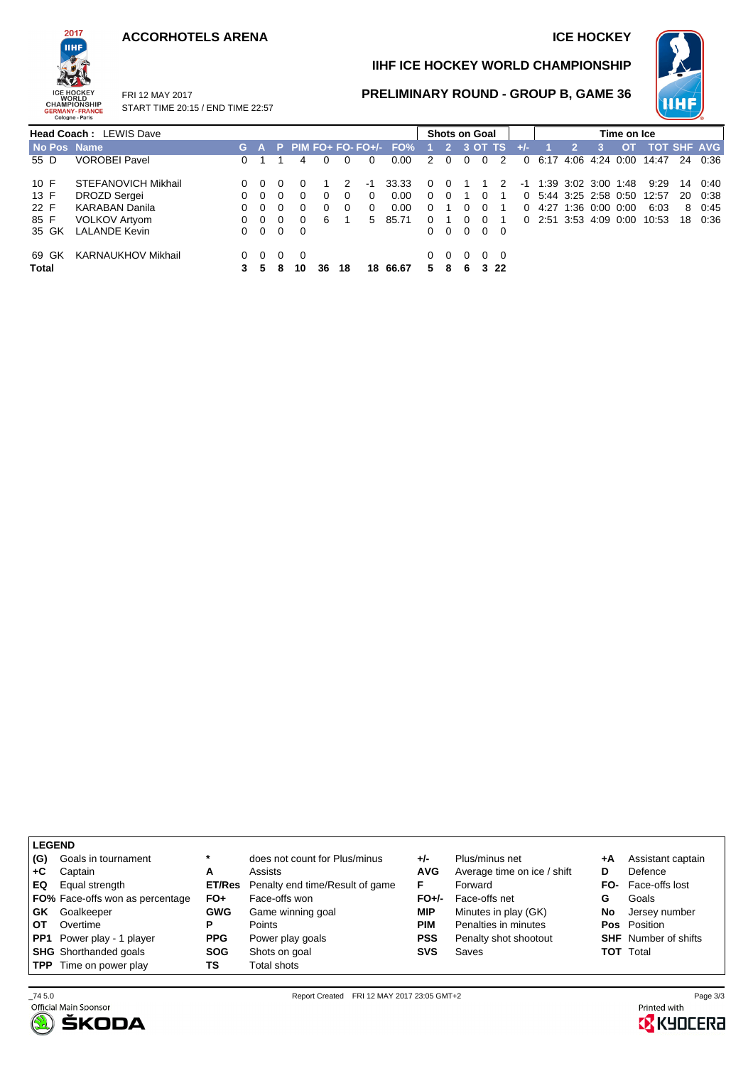ACCORHOTELS ARENA

ICE HOCKEY

## IIHF ICE HOCKEY WORLD CHAMPIONSHIP

FRI 12 MAY 2017
START TIME 20:15 / END TIME 22:57

## PRELIMINARY ROUND - GROUP B, GAME 36

**Head Coach :** LEWIS Dave

| No | Pos | Name | G | A | P | PIM | FO+ | FO- | FO+/- | FO% | Shots on Goal 1 | 2 | 3 | OT | TS | +/- | Time on Ice 1 | 2 | 3 | OT | TOT | SHF | AVG |
|---|---|---|---|---|---|---|---|---|---|---|---|---|---|---|---|---|---|---|---|---|---|---|---|
| 55 | D | VOROBEI Pavel | 0 | 1 | 1 | 4 | 0 | 0 | 0 | 0.00 | 2 | 0 | 0 | 0 | 2 | 0 | 6:17 | 4:06 | 4:24 | 0:00 | 14:47 | 24 | 0:36 |
| 10 | F | STEFANOVICH Mikhail | 0 | 0 | 0 | 0 | 1 | 2 | -1 | 33.33 | 0 | 0 | 1 | 1 | 2 | -1 | 1:39 | 3:02 | 3:00 | 1:48 | 9:29 | 14 | 0:40 |
| 13 | F | DROZD Sergei | 0 | 0 | 0 | 0 | 0 | 0 | 0 | 0.00 | 0 | 0 | 1 | 0 | 1 | 0 | 5:44 | 3:25 | 2:58 | 0:50 | 12:57 | 20 | 0:38 |
| 22 | F | KARABAN Danila | 0 | 0 | 0 | 0 | 0 | 0 | 0 | 0.00 | 0 | 1 | 0 | 0 | 1 | 0 | 4:27 | 1:36 | 0:00 | 0:00 | 6:03 | 8 | 0:45 |
| 85 | F | VOLKOV Artyom | 0 | 0 | 0 | 0 | 6 | 1 | 5 | 85.71 | 0 | 1 | 0 | 0 | 1 | 0 | 2:51 | 3:53 | 4:09 | 0:00 | 10:53 | 18 | 0:36 |
| 35 | GK | LALANDE Kevin | 0 | 0 | 0 | 0 | | | | | 0 | 0 | 0 | 0 | 0 | | | | | | | | |
| 69 | GK | KARNAUKHOV Mikhail | 0 | 0 | 0 | 0 | | | | | 0 | 0 | 0 | 0 | 0 | | | | | | | | |
| **Total** | | | **3** | **5** | **8** | **10** | **36** | **18** | **18** | **66.67** | **5** | **8** | **6** | **3** | **22** | | | | | | | | |

**LEGEND**

| | | | | | | | |
|---|---|---|---|---|---|---|---|
| **(G)** | Goals in tournament | **\*** | does not count for Plus/minus | **+/-** | Plus/minus net | **+A** | Assistant captain |
| **+C** | Captain | **A** | Assists | **AVG** | Average time on ice / shift | **D** | Defence |
| **EQ** | Equal strength | **ET/Res** | Penalty end time/Result of game | **F** | Forward | **FO-** | Face-offs lost |
| **FO%** | Face-offs won as percentage | **FO+** | Face-offs won | **FO+/-** | Face-offs net | **G** | Goals |
| **GK** | Goalkeeper | **GWG** | Game winning goal | **MIP** | Minutes in play (GK) | **No** | Jersey number |
| **OT** | Overtime | **P** | Points | **PIM** | Penalties in minutes | **Pos** | Position |
| **PP1** | Power play - 1 player | **PPG** | Power play goals | **PSS** | Penalty shot shootout | **SHF** | Number of shifts |
| **SHG** | Shorthanded goals | **SOG** | Shots on goal | **SVS** | Saves | **TOT** | Total |
| **TPP** | Time on power play | **TS** | Total shots | | | | |

_74 5.0

Report Created FRI 12 MAY 2017 23:05 GMT+2

Official Main Sponsor ŠKODA

Printed with KYOCERA